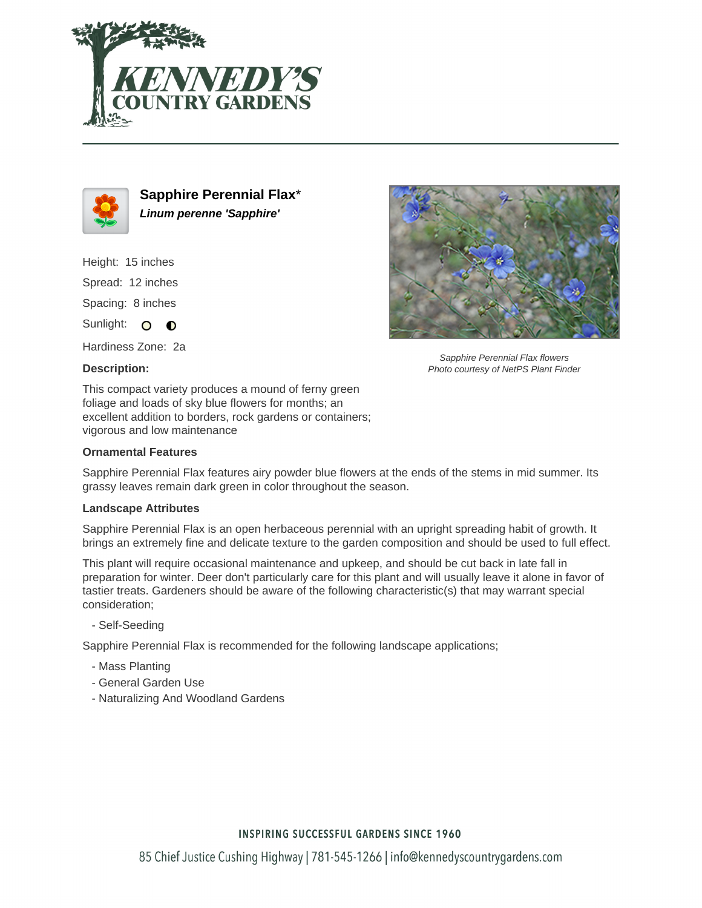# Sapphire Perennial Flax*

***Linum perenne 'Sapphire'***

Height: 15 inches

Spread: 12 inches

Spacing: 8 inches

Sunlight:

Hardiness Zone: 2a

*Sapphire Perennial Flax flowers*
*Photo courtesy of NetPS Plant Finder*

### Description:

This compact variety produces a mound of ferny green foliage and loads of sky blue flowers for months; an excellent addition to borders, rock gardens or containers; vigorous and low maintenance

### Ornamental Features

Sapphire Perennial Flax features airy powder blue flowers at the ends of the stems in mid summer. Its grassy leaves remain dark green in color throughout the season.

### Landscape Attributes

Sapphire Perennial Flax is an open herbaceous perennial with an upright spreading habit of growth. It brings an extremely fine and delicate texture to the garden composition and should be used to full effect.

This plant will require occasional maintenance and upkeep, and should be cut back in late fall in preparation for winter. Deer don't particularly care for this plant and will usually leave it alone in favor of tastier treats. Gardeners should be aware of the following characteristic(s) that may warrant special consideration;

- Self-Seeding

Sapphire Perennial Flax is recommended for the following landscape applications;

- Mass Planting
- General Garden Use
- Naturalizing And Woodland Gardens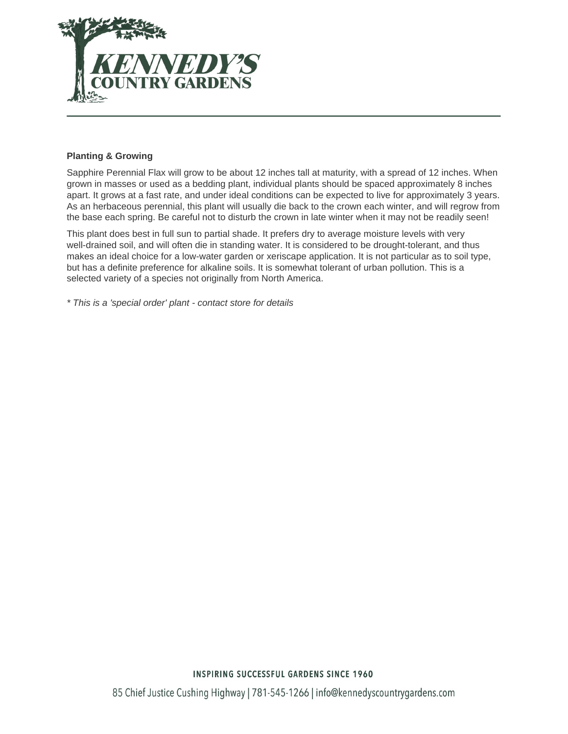**Planting & Growing**

Sapphire Perennial Flax will grow to be about 12 inches tall at maturity, with a spread of 12 inches. When grown in masses or used as a bedding plant, individual plants should be spaced approximately 8 inches apart. It grows at a fast rate, and under ideal conditions can be expected to live for approximately 3 years. As an herbaceous perennial, this plant will usually die back to the crown each winter, and will regrow from the base each spring. Be careful not to disturb the crown in late winter when it may not be readily seen!

This plant does best in full sun to partial shade. It prefers dry to average moisture levels with very well-drained soil, and will often die in standing water. It is considered to be drought-tolerant, and thus makes an ideal choice for a low-water garden or xeriscape application. It is not particular as to soil type, but has a definite preference for alkaline soils. It is somewhat tolerant of urban pollution. This is a selected variety of a species not originally from North America.

*\* This is a 'special order' plant - contact store for details*